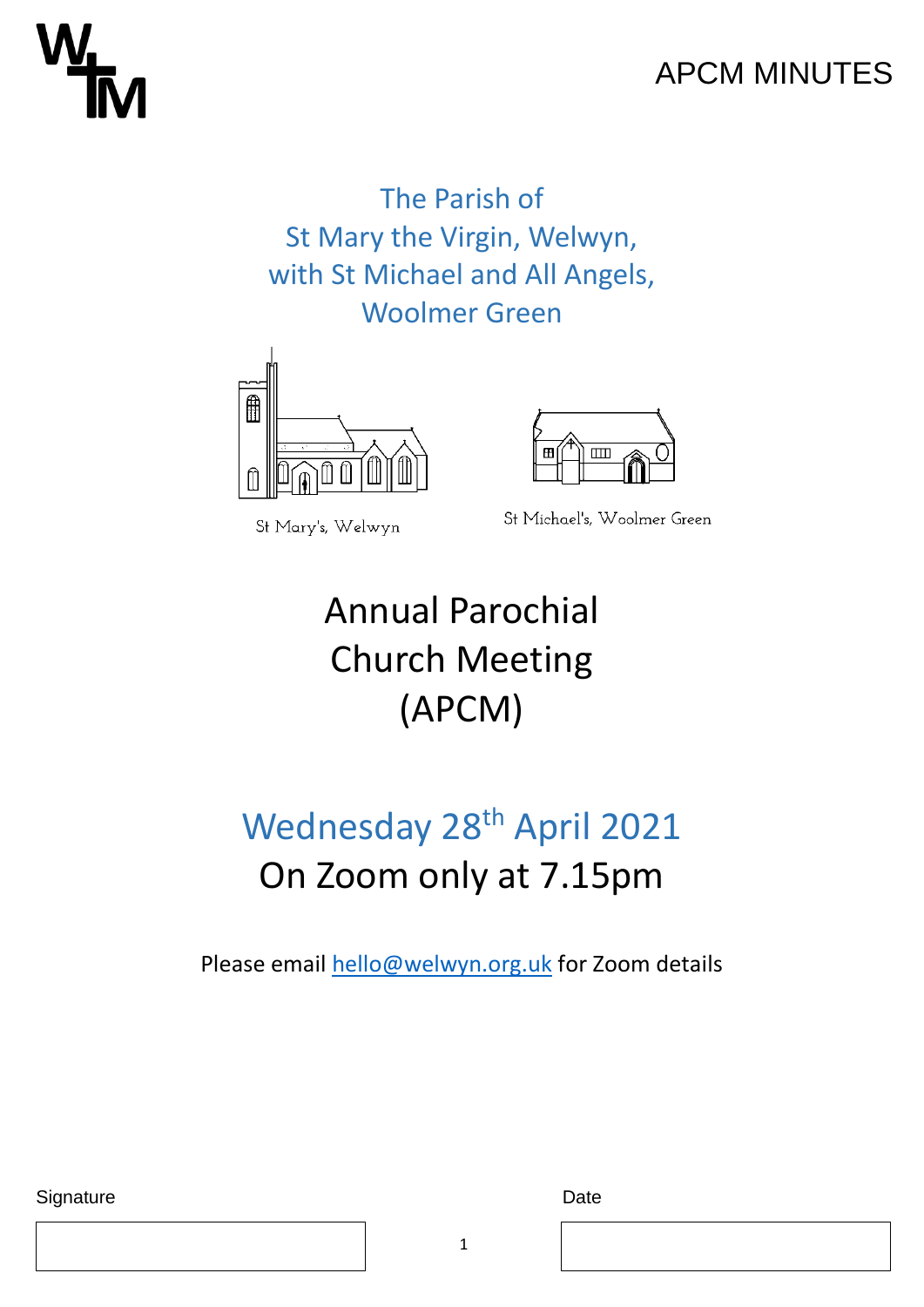APCM MINUTES

The Parish of
St Mary the Virgin, Welwyn,
with St Michael and All Angels,
Woolmer Green

St Mary's, Welwyn

St Michael's, Woolmer Green

# Annual Parochial Church Meeting (APCM)

## Wednesday 28th April 2021
## On Zoom only at 7.15pm

Please email hello@welwyn.org.uk for Zoom details

Signature

Date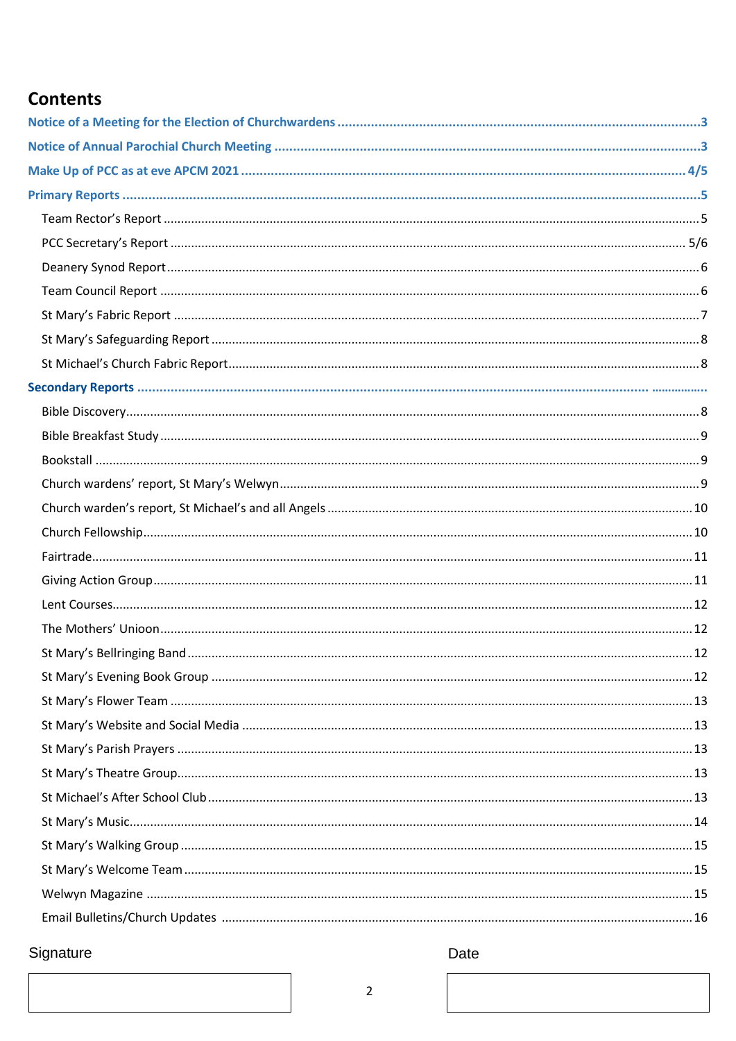## Contents

**Notice of a Meeting for the Election of Churchwardens** ........ **3**

**Notice of Annual Parochial Church Meeting** ........ **3**

**Make Up of PCC as at eve APCM 2021** ........ **4/5**

**Primary Reports** ........ **5**

- Team Rector's Report ........ 5
- PCC Secretary's Report ........ 5/6
- Deanery Synod Report ........ 6
- Team Council Report ........ 6
- St Mary's Fabric Report ........ 7
- St Mary's Safeguarding Report ........ 8
- St Michael's Church Fabric Report ........ 8

**Secondary Reports** ........

- Bible Discovery ........ 8
- Bible Breakfast Study ........ 9
- Bookstall ........ 9
- Church wardens' report, St Mary's Welwyn ........ 9
- Church warden's report, St Michael's and all Angels ........ 10
- Church Fellowship ........ 10
- Fairtrade ........ 11
- Giving Action Group ........ 11
- Lent Courses ........ 12
- The Mothers' Unioon ........ 12
- St Mary's Bellringing Band ........ 12
- St Mary's Evening Book Group ........ 12
- St Mary's Flower Team ........ 13
- St Mary's Website and Social Media ........ 13
- St Mary's Parish Prayers ........ 13
- St Mary's Theatre Group ........ 13
- St Michael's After School Club ........ 13
- St Mary's Music ........ 14
- St Mary's Walking Group ........ 15
- St Mary's Welcome Team ........ 15
- Welwyn Magazine ........ 15
- Email Bulletins/Church Updates ........ 16

| Signature | Date |
|---|---|
| | |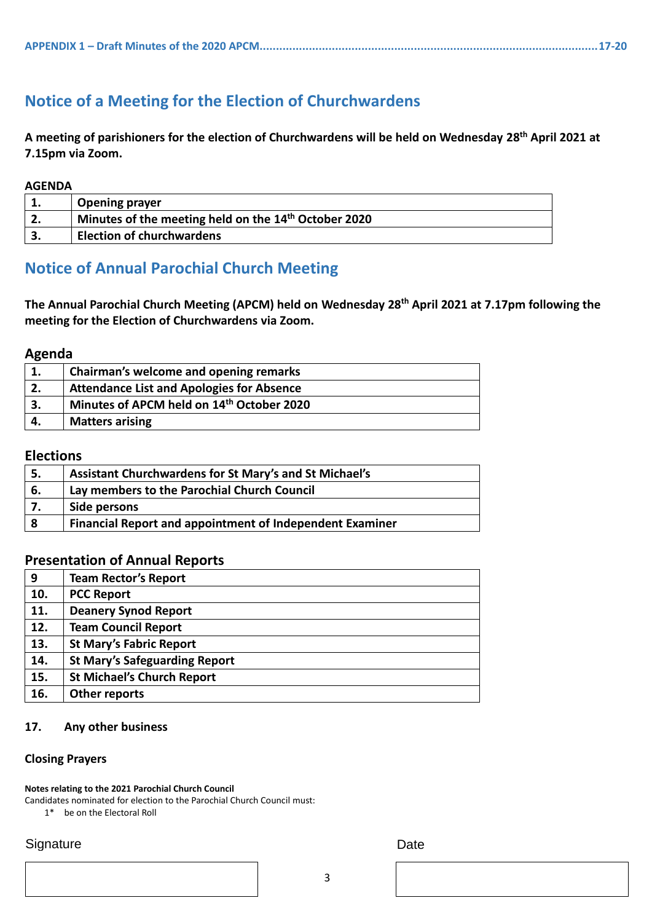**APPENDIX 1 – Draft Minutes of the 2020 APCM.......................................................................................................17-20**

## Notice of a Meeting for the Election of Churchwardens

**A meeting of parishioners for the election of Churchwardens will be held on Wednesday 28th April 2021 at 7.15pm via Zoom.**

**AGENDA**

| | |
|---|---|
| **1.** | **Opening prayer** |
| **2.** | **Minutes of the meeting held on the 14th October 2020** |
| **3.** | **Election of churchwardens** |

## Notice of Annual Parochial Church Meeting

**The Annual Parochial Church Meeting (APCM) held on Wednesday 28th April 2021 at 7.17pm following the meeting for the Election of Churchwardens via Zoom.**

### Agenda

| | |
|---|---|
| **1.** | **Chairman's welcome and opening remarks** |
| **2.** | **Attendance List and Apologies for Absence** |
| **3.** | **Minutes of APCM held on 14th October 2020** |
| **4.** | **Matters arising** |

### Elections

| | |
|---|---|
| **5.** | **Assistant Churchwardens for St Mary's and St Michael's** |
| **6.** | **Lay members to the Parochial Church Council** |
| **7.** | **Side persons** |
| **8** | **Financial Report and appointment of Independent Examiner** |

### Presentation of Annual Reports

| | |
|---|---|
| **9** | **Team Rector's Report** |
| **10.** | **PCC Report** |
| **11.** | **Deanery Synod Report** |
| **12.** | **Team Council Report** |
| **13.** | **St Mary's Fabric Report** |
| **14.** | **St Mary's Safeguarding Report** |
| **15.** | **St Michael's Church Report** |
| **16.** | **Other reports** |

**17. Any other business**

**Closing Prayers**

**Notes relating to the 2021 Parochial Church Council**

Candidates nominated for election to the Parochial Church Council must:

1* be on the Electoral Roll

Signature

Date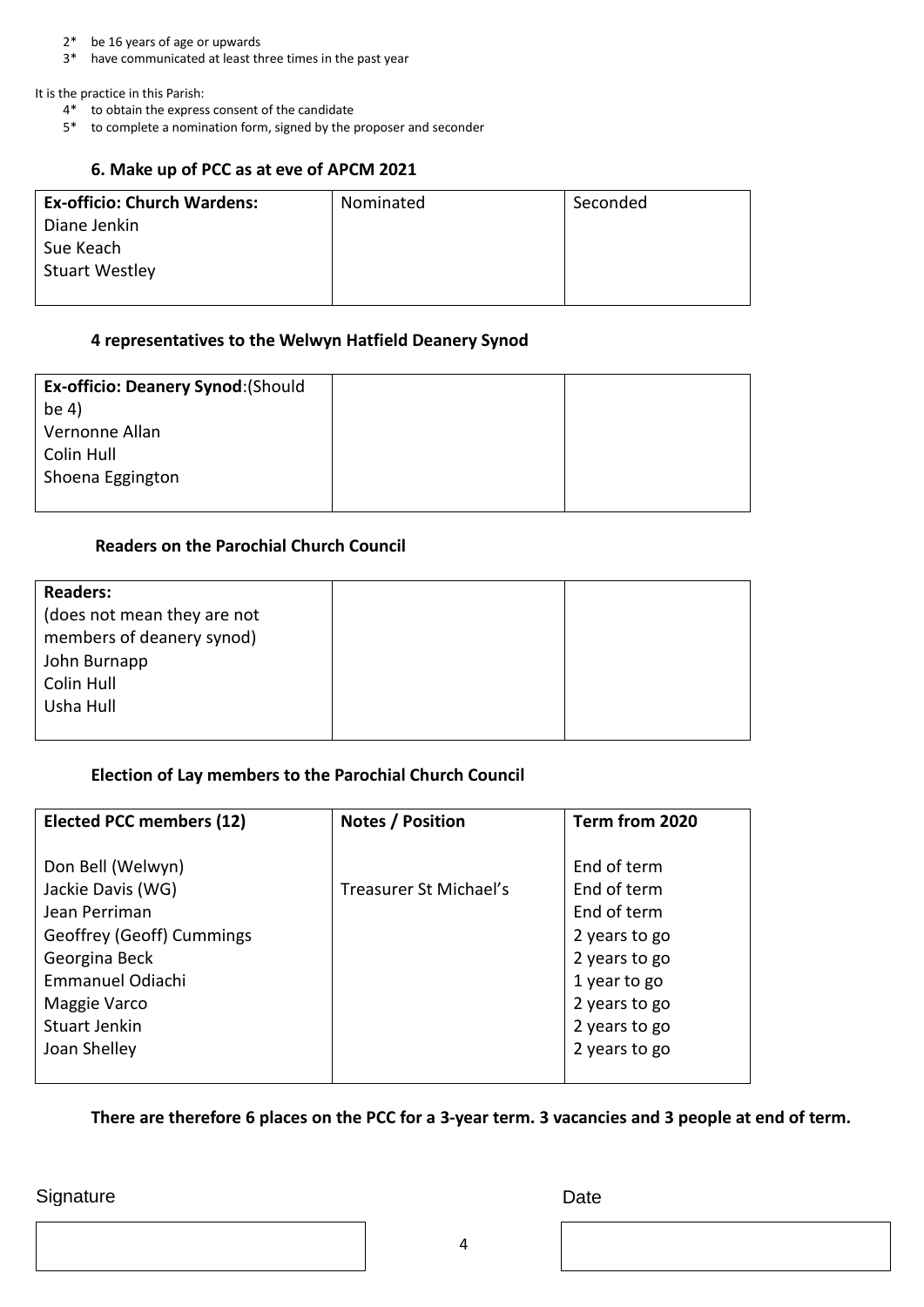2* be 16 years of age or upwards
3* have communicated at least three times in the past year

It is the practice in this Parish:

4* to obtain the express consent of the candidate
5* to complete a nomination form, signed by the proposer and seconder

### 6. Make up of PCC as at eve of APCM 2021

| **Ex-officio: Church Wardens:**<br>Diane Jenkin<br>Sue Keach<br>Stuart Westley | Nominated | Seconded |
|---|---|---|

### 4 representatives to the Welwyn Hatfield Deanery Synod

| **Ex-officio: Deanery Synod**:(Should be 4)<br>Vernonne Allan<br>Colin Hull<br>Shoena Eggington | | |
|---|---|---|

### Readers on the Parochial Church Council

| **Readers:**<br>(does not mean they are not members of deanery synod)<br>John Burnapp<br>Colin Hull<br>Usha Hull | | |
|---|---|---|

### Election of Lay members to the Parochial Church Council

| **Elected PCC members (12)** | **Notes / Position** | **Term from 2020** |
|---|---|---|
| Don Bell (Welwyn) | | End of term |
| Jackie Davis (WG) | Treasurer St Michael's | End of term |
| Jean Perriman | | End of term |
| Geoffrey (Geoff) Cummings | | 2 years to go |
| Georgina Beck | | 2 years to go |
| Emmanuel Odiachi | | 1 year to go |
| Maggie Varco | | 2 years to go |
| Stuart Jenkin | | 2 years to go |
| Joan Shelley | | 2 years to go |

**There are therefore 6 places on the PCC for a 3-year term. 3 vacancies and 3 people at end of term.**

| Signature | Date |
|---|---|
| | |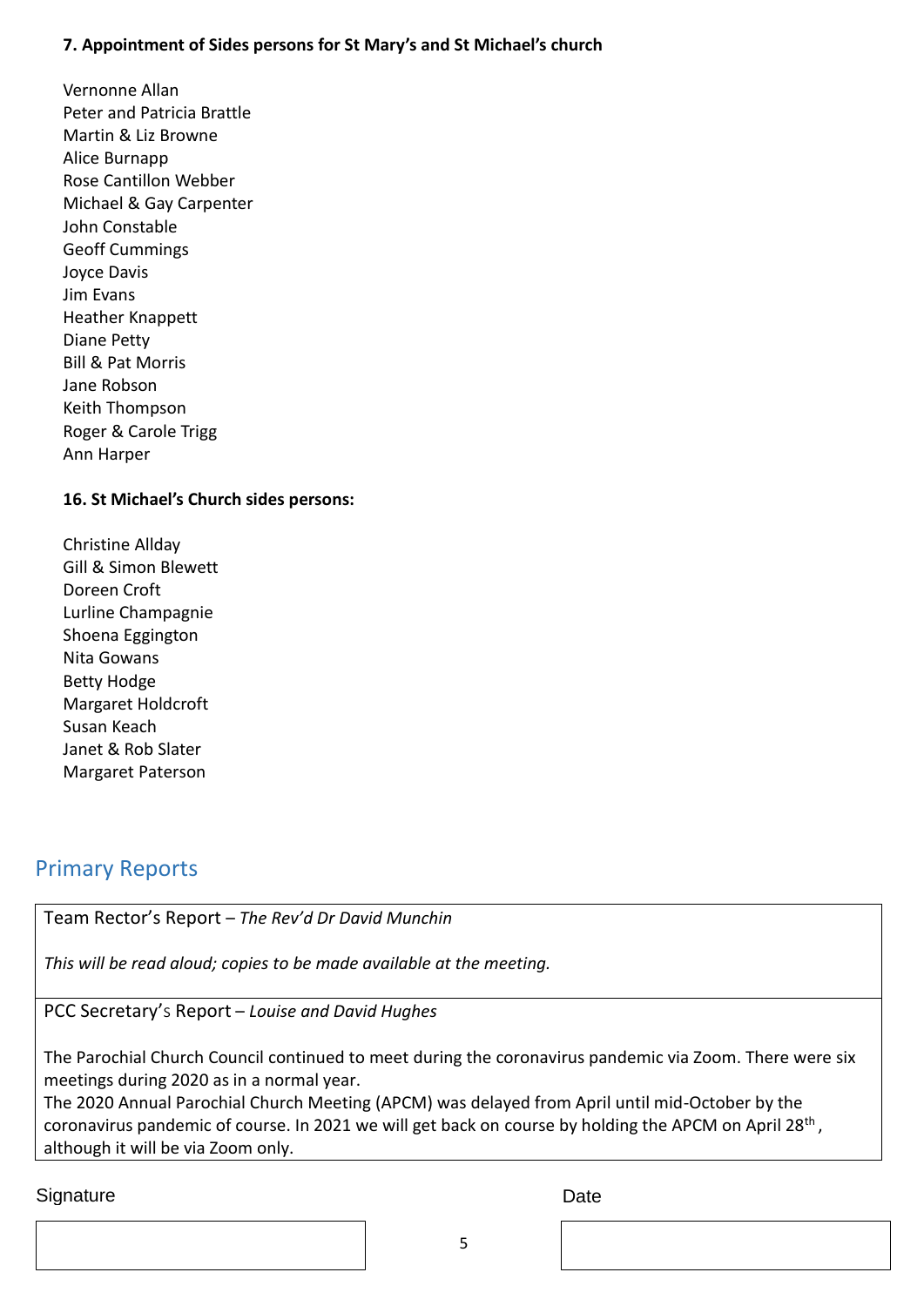**7. Appointment of Sides persons for St Mary's and St Michael's church**

Vernonne Allan
Peter and Patricia Brattle
Martin & Liz Browne
Alice Burnapp
Rose Cantillon Webber
Michael & Gay Carpenter
John Constable
Geoff Cummings
Joyce Davis
Jim Evans
Heather Knappett
Diane Petty
Bill & Pat Morris
Jane Robson
Keith Thompson
Roger & Carole Trigg
Ann Harper

**16. St Michael's Church sides persons:**

Christine Allday
Gill & Simon Blewett
Doreen Croft
Lurline Champagnie
Shoena Eggington
Nita Gowans
Betty Hodge
Margaret Holdcroft
Susan Keach
Janet & Rob Slater
Margaret Paterson

## Primary Reports

Team Rector's Report – *The Rev'd Dr David Munchin*

*This will be read aloud; copies to be made available at the meeting.*

PCC Secretary's Report – *Louise and David Hughes*

The Parochial Church Council continued to meet during the coronavirus pandemic via Zoom. There were six meetings during 2020 as in a normal year.
The 2020 Annual Parochial Church Meeting (APCM) was delayed from April until mid-October by the coronavirus pandemic of course. In 2021 we will get back on course by holding the APCM on April 28th, although it will be via Zoom only.

Signature | Date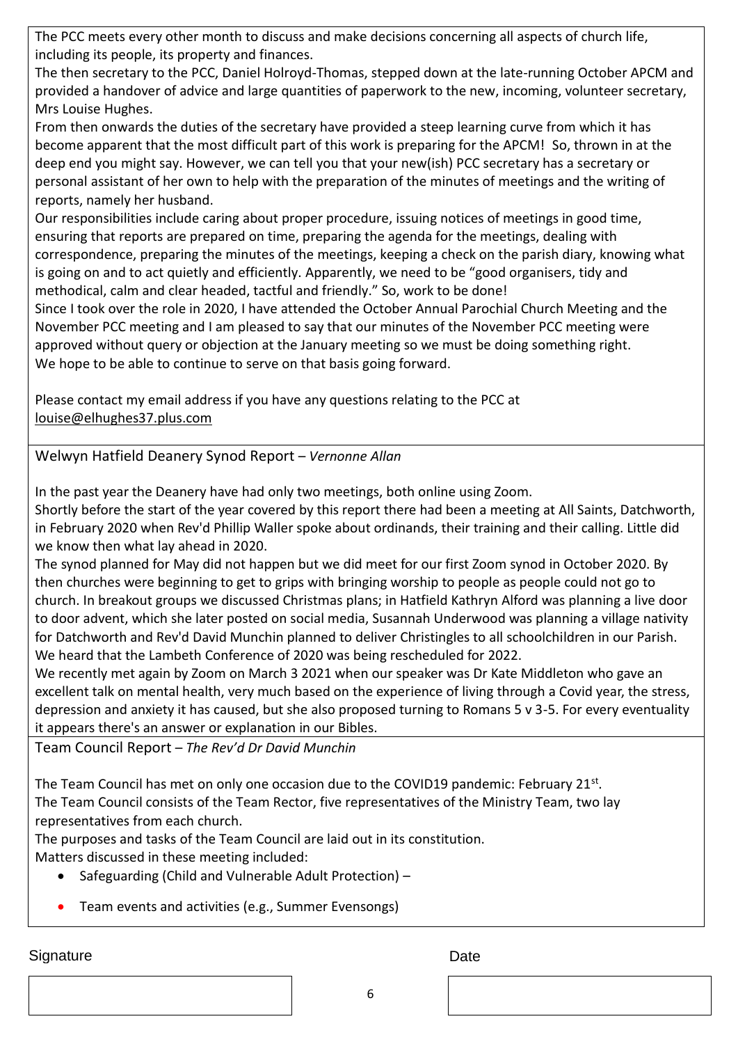The PCC meets every other month to discuss and make decisions concerning all aspects of church life, including its people, its property and finances.

The then secretary to the PCC, Daniel Holroyd-Thomas, stepped down at the late-running October APCM and provided a handover of advice and large quantities of paperwork to the new, incoming, volunteer secretary, Mrs Louise Hughes.

From then onwards the duties of the secretary have provided a steep learning curve from which it has become apparent that the most difficult part of this work is preparing for the APCM! So, thrown in at the deep end you might say. However, we can tell you that your new(ish) PCC secretary has a secretary or personal assistant of her own to help with the preparation of the minutes of meetings and the writing of reports, namely her husband.

Our responsibilities include caring about proper procedure, issuing notices of meetings in good time, ensuring that reports are prepared on time, preparing the agenda for the meetings, dealing with correspondence, preparing the minutes of the meetings, keeping a check on the parish diary, knowing what is going on and to act quietly and efficiently. Apparently, we need to be "good organisers, tidy and methodical, calm and clear headed, tactful and friendly." So, work to be done!

Since I took over the role in 2020, I have attended the October Annual Parochial Church Meeting and the November PCC meeting and I am pleased to say that our minutes of the November PCC meeting were approved without query or objection at the January meeting so we must be doing something right. We hope to be able to continue to serve on that basis going forward.

Please contact my email address if you have any questions relating to the PCC at louise@elhughes37.plus.com

## Welwyn Hatfield Deanery Synod Report – *Vernonne Allan*

In the past year the Deanery have had only two meetings, both online using Zoom.

Shortly before the start of the year covered by this report there had been a meeting at All Saints, Datchworth, in February 2020 when Rev'd Phillip Waller spoke about ordinands, their training and their calling. Little did we know then what lay ahead in 2020.

The synod planned for May did not happen but we did meet for our first Zoom synod in October 2020. By then churches were beginning to get to grips with bringing worship to people as people could not go to church. In breakout groups we discussed Christmas plans; in Hatfield Kathryn Alford was planning a live door to door advent, which she later posted on social media, Susannah Underwood was planning a village nativity for Datchworth and Rev'd David Munchin planned to deliver Christingles to all schoolchildren in our Parish. We heard that the Lambeth Conference of 2020 was being rescheduled for 2022.

We recently met again by Zoom on March 3 2021 when our speaker was Dr Kate Middleton who gave an excellent talk on mental health, very much based on the experience of living through a Covid year, the stress, depression and anxiety it has caused, but she also proposed turning to Romans 5 v 3-5. For every eventuality it appears there's an answer or explanation in our Bibles.

## Team Council Report – *The Rev'd Dr David Munchin*

The Team Council has met on only one occasion due to the COVID19 pandemic: February 21st.

The Team Council consists of the Team Rector, five representatives of the Ministry Team, two lay representatives from each church.

The purposes and tasks of the Team Council are laid out in its constitution.

Matters discussed in these meeting included:

- Safeguarding (Child and Vulnerable Adult Protection) –
- Team events and activities (e.g., Summer Evensongs)

Signature

Date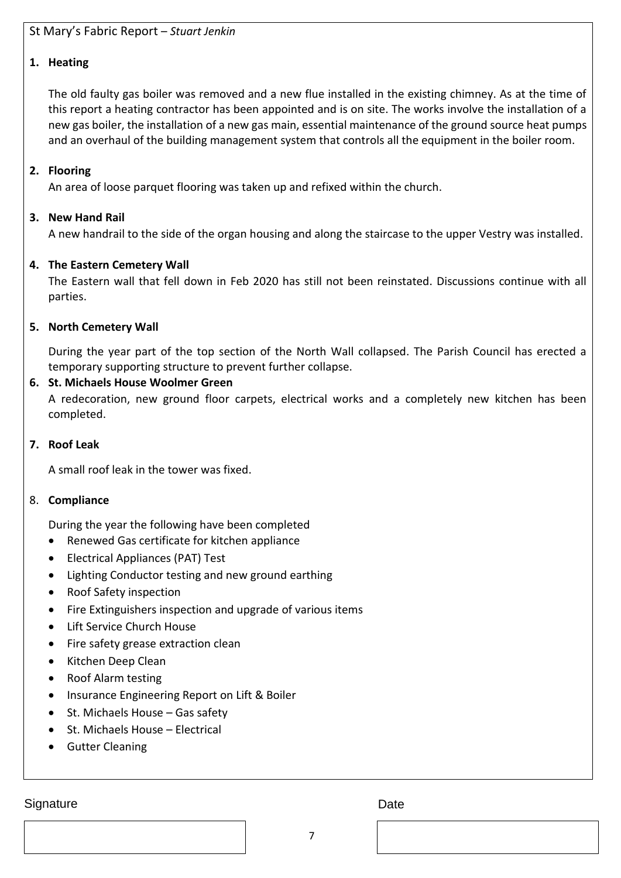St Mary's Fabric Report – *Stuart Jenkin*

**1. Heating**

The old faulty gas boiler was removed and a new flue installed in the existing chimney. As at the time of this report a heating contractor has been appointed and is on site. The works involve the installation of a new gas boiler, the installation of a new gas main, essential maintenance of the ground source heat pumps and an overhaul of the building management system that controls all the equipment in the boiler room.

**2. Flooring**

An area of loose parquet flooring was taken up and refixed within the church.

**3. New Hand Rail**

A new handrail to the side of the organ housing and along the staircase to the upper Vestry was installed.

**4. The Eastern Cemetery Wall**

The Eastern wall that fell down in Feb 2020 has still not been reinstated. Discussions continue with all parties.

**5. North Cemetery Wall**

During the year part of the top section of the North Wall collapsed. The Parish Council has erected a temporary supporting structure to prevent further collapse.

**6. St. Michaels House Woolmer Green**

A redecoration, new ground floor carpets, electrical works and a completely new kitchen has been completed.

**7. Roof Leak**

A small roof leak in the tower was fixed.

8. **Compliance**

During the year the following have been completed

- Renewed Gas certificate for kitchen appliance
- Electrical Appliances (PAT) Test
- Lighting Conductor testing and new ground earthing
- Roof Safety inspection
- Fire Extinguishers inspection and upgrade of various items
- Lift Service Church House
- Fire safety grease extraction clean
- Kitchen Deep Clean
- Roof Alarm testing
- Insurance Engineering Report on Lift & Boiler
- St. Michaels House – Gas safety
- St. Michaels House – Electrical
- Gutter Cleaning

Signature

Date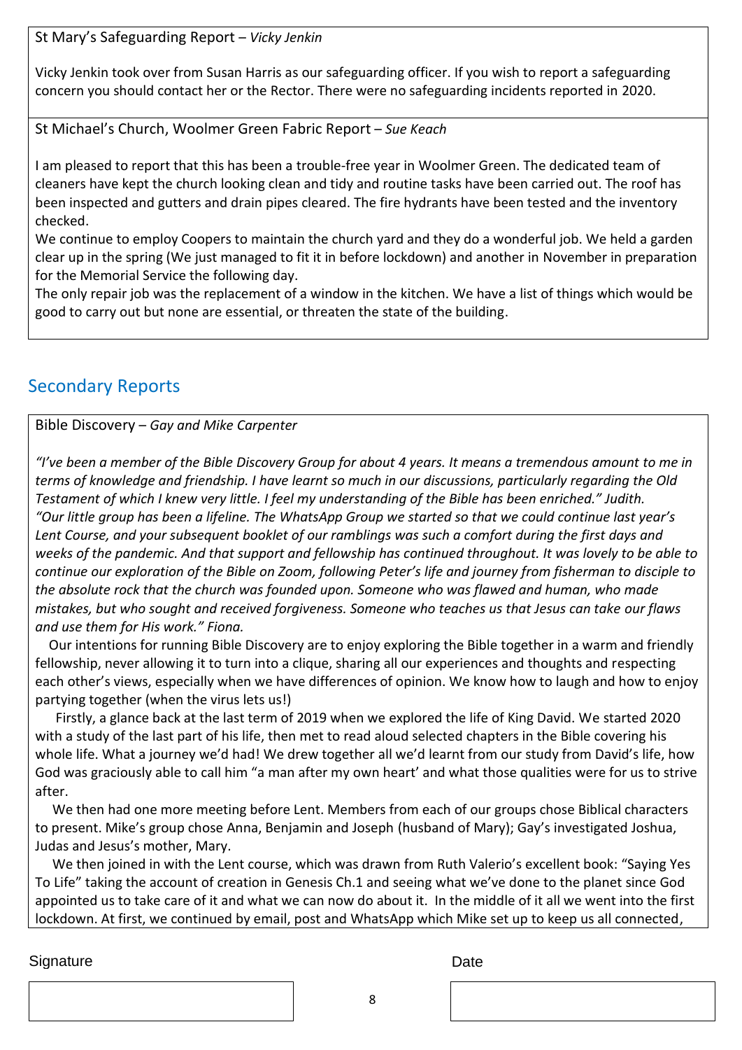St Mary's Safeguarding Report – *Vicky Jenkin*

Vicky Jenkin took over from Susan Harris as our safeguarding officer. If you wish to report a safeguarding concern you should contact her or the Rector. There were no safeguarding incidents reported in 2020.

St Michael's Church, Woolmer Green Fabric Report – *Sue Keach*

I am pleased to report that this has been a trouble-free year in Woolmer Green. The dedicated team of cleaners have kept the church looking clean and tidy and routine tasks have been carried out. The roof has been inspected and gutters and drain pipes cleared. The fire hydrants have been tested and the inventory checked.

We continue to employ Coopers to maintain the church yard and they do a wonderful job. We held a garden clear up in the spring (We just managed to fit it in before lockdown) and another in November in preparation for the Memorial Service the following day.

The only repair job was the replacement of a window in the kitchen. We have a list of things which would be good to carry out but none are essential, or threaten the state of the building.

## Secondary Reports

Bible Discovery – *Gay and Mike Carpenter*

*"I've been a member of the Bible Discovery Group for about 4 years. It means a tremendous amount to me in terms of knowledge and friendship. I have learnt so much in our discussions, particularly regarding the Old Testament of which I knew very little. I feel my understanding of the Bible has been enriched." Judith.*
*"Our little group has been a lifeline. The WhatsApp Group we started so that we could continue last year's Lent Course, and your subsequent booklet of our ramblings was such a comfort during the first days and weeks of the pandemic. And that support and fellowship has continued throughout. It was lovely to be able to continue our exploration of the Bible on Zoom, following Peter's life and journey from fisherman to disciple to the absolute rock that the church was founded upon. Someone who was flawed and human, who made mistakes, but who sought and received forgiveness. Someone who teaches us that Jesus can take our flaws and use them for His work." Fiona.*

Our intentions for running Bible Discovery are to enjoy exploring the Bible together in a warm and friendly fellowship, never allowing it to turn into a clique, sharing all our experiences and thoughts and respecting each other's views, especially when we have differences of opinion. We know how to laugh and how to enjoy partying together (when the virus lets us!)

Firstly, a glance back at the last term of 2019 when we explored the life of King David. We started 2020 with a study of the last part of his life, then met to read aloud selected chapters in the Bible covering his whole life. What a journey we'd had! We drew together all we'd learnt from our study from David's life, how God was graciously able to call him "a man after my own heart' and what those qualities were for us to strive after.

We then had one more meeting before Lent. Members from each of our groups chose Biblical characters to present. Mike's group chose Anna, Benjamin and Joseph (husband of Mary); Gay's investigated Joshua, Judas and Jesus's mother, Mary.

We then joined in with the Lent course, which was drawn from Ruth Valerio's excellent book: "Saying Yes To Life" taking the account of creation in Genesis Ch.1 and seeing what we've done to the planet since God appointed us to take care of it and what we can now do about it. In the middle of it all we went into the first lockdown. At first, we continued by email, post and WhatsApp which Mike set up to keep us all connected,

Signature

Date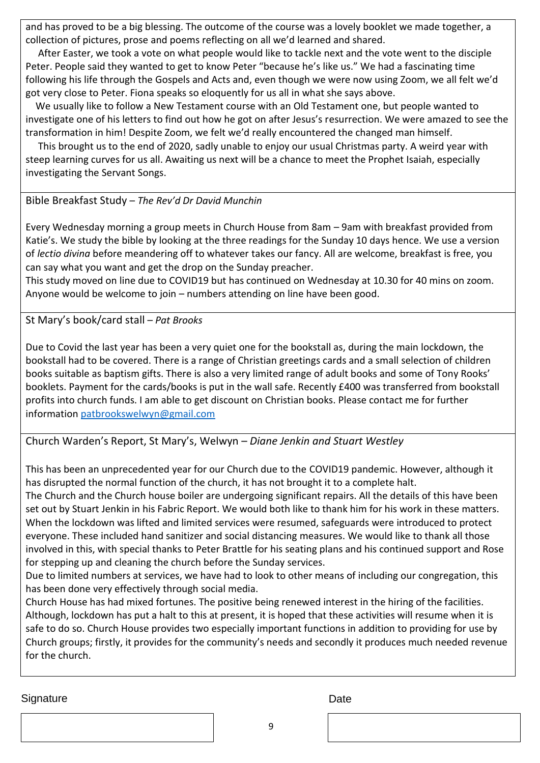and has proved to be a big blessing. The outcome of the course was a lovely booklet we made together, a collection of pictures, prose and poems reflecting on all we'd learned and shared.

After Easter, we took a vote on what people would like to tackle next and the vote went to the disciple Peter. People said they wanted to get to know Peter "because he's like us." We had a fascinating time following his life through the Gospels and Acts and, even though we were now using Zoom, we all felt we'd got very close to Peter. Fiona speaks so eloquently for us all in what she says above.

We usually like to follow a New Testament course with an Old Testament one, but people wanted to investigate one of his letters to find out how he got on after Jesus's resurrection. We were amazed to see the transformation in him! Despite Zoom, we felt we'd really encountered the changed man himself.

This brought us to the end of 2020, sadly unable to enjoy our usual Christmas party. A weird year with steep learning curves for us all. Awaiting us next will be a chance to meet the Prophet Isaiah, especially investigating the Servant Songs.

## Bible Breakfast Study – *The Rev'd Dr David Munchin*

Every Wednesday morning a group meets in Church House from 8am – 9am with breakfast provided from Katie's. We study the bible by looking at the three readings for the Sunday 10 days hence. We use a version of *lectio divina* before meandering off to whatever takes our fancy. All are welcome, breakfast is free, you can say what you want and get the drop on the Sunday preacher.

This study moved on line due to COVID19 but has continued on Wednesday at 10.30 for 40 mins on zoom. Anyone would be welcome to join – numbers attending on line have been good.

## St Mary's book/card stall – *Pat Brooks*

Due to Covid the last year has been a very quiet one for the bookstall as, during the main lockdown, the bookstall had to be covered. There is a range of Christian greetings cards and a small selection of children books suitable as baptism gifts. There is also a very limited range of adult books and some of Tony Rooks' booklets. Payment for the cards/books is put in the wall safe. Recently £400 was transferred from bookstall profits into church funds. I am able to get discount on Christian books. Please contact me for further information patbrookswelwyn@gmail.com

## Church Warden's Report, St Mary's, Welwyn – *Diane Jenkin and Stuart Westley*

This has been an unprecedented year for our Church due to the COVID19 pandemic. However, although it has disrupted the normal function of the church, it has not brought it to a complete halt.

The Church and the Church house boiler are undergoing significant repairs. All the details of this have been set out by Stuart Jenkin in his Fabric Report. We would both like to thank him for his work in these matters.

When the lockdown was lifted and limited services were resumed, safeguards were introduced to protect everyone. These included hand sanitizer and social distancing measures. We would like to thank all those involved in this, with special thanks to Peter Brattle for his seating plans and his continued support and Rose for stepping up and cleaning the church before the Sunday services.

Due to limited numbers at services, we have had to look to other means of including our congregation, this has been done very effectively through social media.

Church House has had mixed fortunes. The positive being renewed interest in the hiring of the facilities. Although, lockdown has put a halt to this at present, it is hoped that these activities will resume when it is safe to do so. Church House provides two especially important functions in addition to providing for use by Church groups; firstly, it provides for the community's needs and secondly it produces much needed revenue for the church.

| Signature | Date |
| --- | --- |
| | |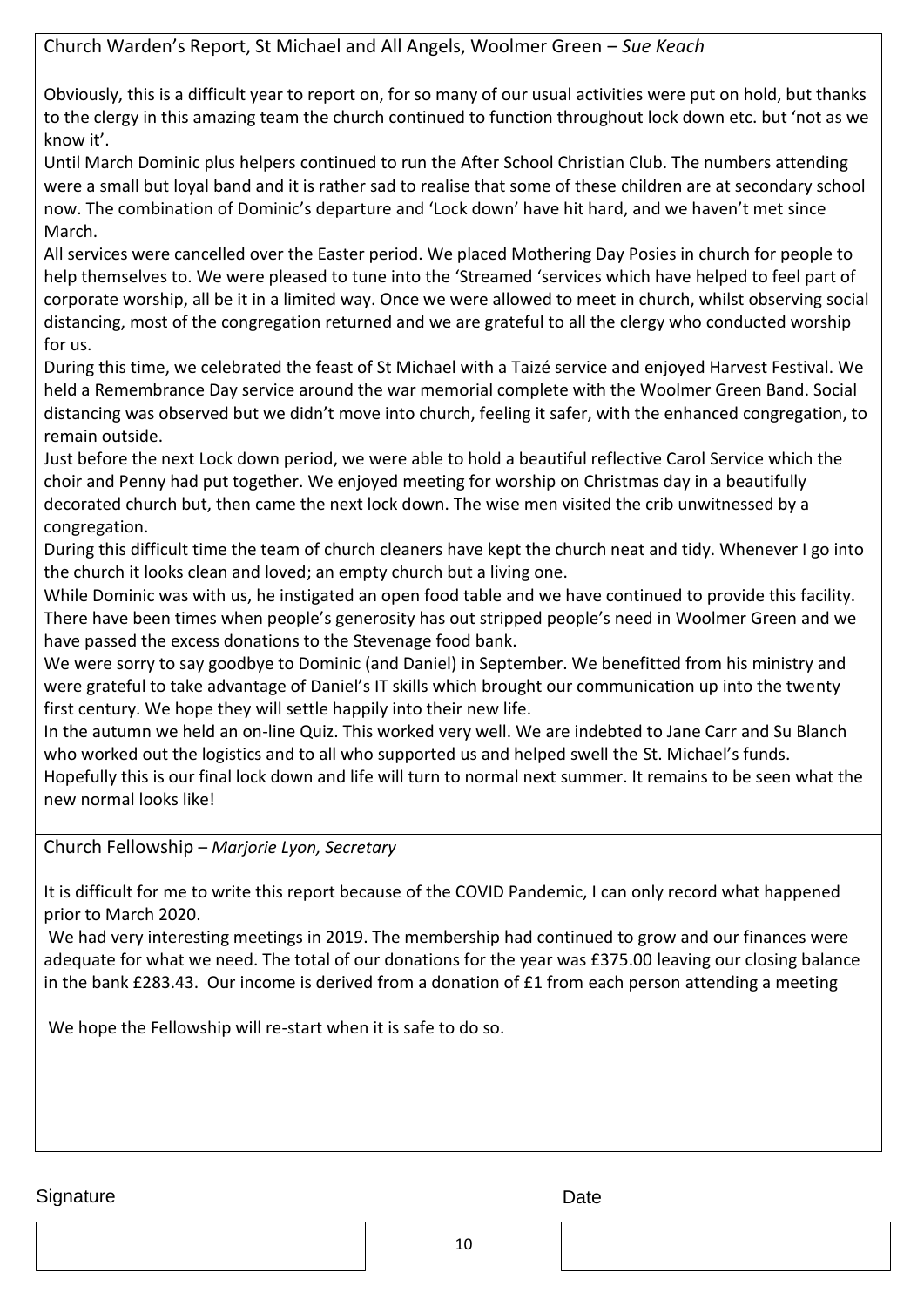## Church Warden's Report, St Michael and All Angels, Woolmer Green – *Sue Keach*

Obviously, this is a difficult year to report on, for so many of our usual activities were put on hold, but thanks to the clergy in this amazing team the church continued to function throughout lock down etc. but 'not as we know it'.

Until March Dominic plus helpers continued to run the After School Christian Club. The numbers attending were a small but loyal band and it is rather sad to realise that some of these children are at secondary school now. The combination of Dominic's departure and 'Lock down' have hit hard, and we haven't met since March.

All services were cancelled over the Easter period. We placed Mothering Day Posies in church for people to help themselves to. We were pleased to tune into the 'Streamed 'services which have helped to feel part of corporate worship, all be it in a limited way. Once we were allowed to meet in church, whilst observing social distancing, most of the congregation returned and we are grateful to all the clergy who conducted worship for us.

During this time, we celebrated the feast of St Michael with a Taizé service and enjoyed Harvest Festival. We held a Remembrance Day service around the war memorial complete with the Woolmer Green Band. Social distancing was observed but we didn't move into church, feeling it safer, with the enhanced congregation, to remain outside.

Just before the next Lock down period, we were able to hold a beautiful reflective Carol Service which the choir and Penny had put together. We enjoyed meeting for worship on Christmas day in a beautifully decorated church but, then came the next lock down. The wise men visited the crib unwitnessed by a congregation.

During this difficult time the team of church cleaners have kept the church neat and tidy. Whenever I go into the church it looks clean and loved; an empty church but a living one.

While Dominic was with us, he instigated an open food table and we have continued to provide this facility. There have been times when people's generosity has out stripped people's need in Woolmer Green and we have passed the excess donations to the Stevenage food bank.

We were sorry to say goodbye to Dominic (and Daniel) in September. We benefitted from his ministry and were grateful to take advantage of Daniel's IT skills which brought our communication up into the twenty first century. We hope they will settle happily into their new life.

In the autumn we held an on-line Quiz. This worked very well. We are indebted to Jane Carr and Su Blanch who worked out the logistics and to all who supported us and helped swell the St. Michael's funds.

Hopefully this is our final lock down and life will turn to normal next summer. It remains to be seen what the new normal looks like!

## Church Fellowship – *Marjorie Lyon, Secretary*

It is difficult for me to write this report because of the COVID Pandemic, I can only record what happened prior to March 2020.

We had very interesting meetings in 2019. The membership had continued to grow and our finances were adequate for what we need. The total of our donations for the year was £375.00 leaving our closing balance in the bank £283.43. Our income is derived from a donation of £1 from each person attending a meeting

We hope the Fellowship will re-start when it is safe to do so.

| Signature | Date |
|---|---|
| | |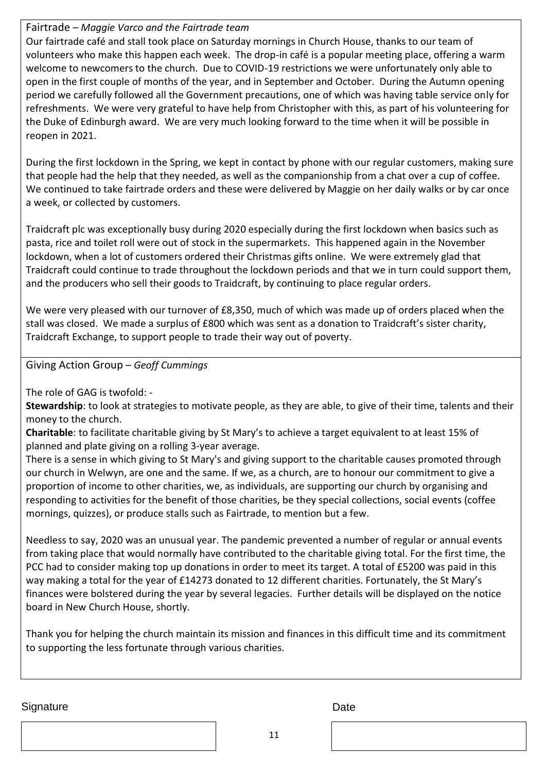## Fairtrade – *Maggie Varco and the Fairtrade team*

Our fairtrade café and stall took place on Saturday mornings in Church House, thanks to our team of volunteers who make this happen each week. The drop-in café is a popular meeting place, offering a warm welcome to newcomers to the church. Due to COVID-19 restrictions we were unfortunately only able to open in the first couple of months of the year, and in September and October. During the Autumn opening period we carefully followed all the Government precautions, one of which was having table service only for refreshments. We were very grateful to have help from Christopher with this, as part of his volunteering for the Duke of Edinburgh award. We are very much looking forward to the time when it will be possible in reopen in 2021.

During the first lockdown in the Spring, we kept in contact by phone with our regular customers, making sure that people had the help that they needed, as well as the companionship from a chat over a cup of coffee. We continued to take fairtrade orders and these were delivered by Maggie on her daily walks or by car once a week, or collected by customers.

Traidcraft plc was exceptionally busy during 2020 especially during the first lockdown when basics such as pasta, rice and toilet roll were out of stock in the supermarkets. This happened again in the November lockdown, when a lot of customers ordered their Christmas gifts online. We were extremely glad that Traidcraft could continue to trade throughout the lockdown periods and that we in turn could support them, and the producers who sell their goods to Traidcraft, by continuing to place regular orders.

We were very pleased with our turnover of £8,350, much of which was made up of orders placed when the stall was closed. We made a surplus of £800 which was sent as a donation to Traidcraft's sister charity, Traidcraft Exchange, to support people to trade their way out of poverty.

## Giving Action Group – *Geoff Cummings*

The role of GAG is twofold: -

**Stewardship**: to look at strategies to motivate people, as they are able, to give of their time, talents and their money to the church.

**Charitable**: to facilitate charitable giving by St Mary's to achieve a target equivalent to at least 15% of planned and plate giving on a rolling 3-year average.

There is a sense in which giving to St Mary's and giving support to the charitable causes promoted through our church in Welwyn, are one and the same. If we, as a church, are to honour our commitment to give a proportion of income to other charities, we, as individuals, are supporting our church by organising and responding to activities for the benefit of those charities, be they special collections, social events (coffee mornings, quizzes), or produce stalls such as Fairtrade, to mention but a few.

Needless to say, 2020 was an unusual year. The pandemic prevented a number of regular or annual events from taking place that would normally have contributed to the charitable giving total. For the first time, the PCC had to consider making top up donations in order to meet its target. A total of £5200 was paid in this way making a total for the year of £14273 donated to 12 different charities. Fortunately, the St Mary's finances were bolstered during the year by several legacies. Further details will be displayed on the notice board in New Church House, shortly.

Thank you for helping the church maintain its mission and finances in this difficult time and its commitment to supporting the less fortunate through various charities.

| Signature | Date |
| --- | --- |
| | |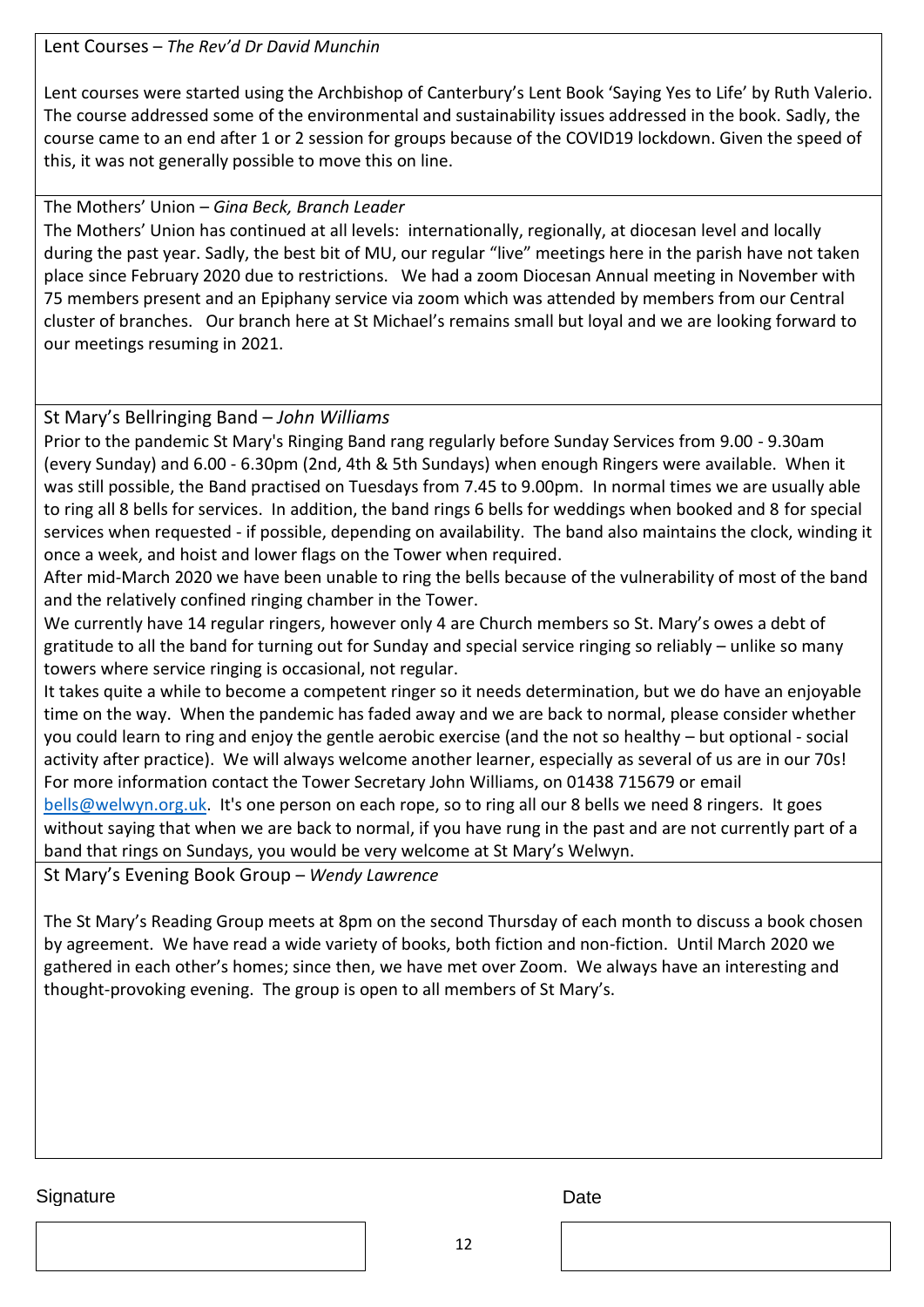Lent Courses – *The Rev'd Dr David Munchin*

Lent courses were started using the Archbishop of Canterbury's Lent Book 'Saying Yes to Life' by Ruth Valerio. The course addressed some of the environmental and sustainability issues addressed in the book. Sadly, the course came to an end after 1 or 2 session for groups because of the COVID19 lockdown. Given the speed of this, it was not generally possible to move this on line.

The Mothers' Union – *Gina Beck, Branch Leader*

The Mothers' Union has continued at all levels: internationally, regionally, at diocesan level and locally during the past year. Sadly, the best bit of MU, our regular "live" meetings here in the parish have not taken place since February 2020 due to restrictions. We had a zoom Diocesan Annual meeting in November with 75 members present and an Epiphany service via zoom which was attended by members from our Central cluster of branches. Our branch here at St Michael's remains small but loyal and we are looking forward to our meetings resuming in 2021.

St Mary's Bellringing Band – *John Williams*

Prior to the pandemic St Mary's Ringing Band rang regularly before Sunday Services from 9.00 - 9.30am (every Sunday) and 6.00 - 6.30pm (2nd, 4th & 5th Sundays) when enough Ringers were available. When it was still possible, the Band practised on Tuesdays from 7.45 to 9.00pm. In normal times we are usually able to ring all 8 bells for services. In addition, the band rings 6 bells for weddings when booked and 8 for special services when requested - if possible, depending on availability. The band also maintains the clock, winding it once a week, and hoist and lower flags on the Tower when required.

After mid-March 2020 we have been unable to ring the bells because of the vulnerability of most of the band and the relatively confined ringing chamber in the Tower.

We currently have 14 regular ringers, however only 4 are Church members so St. Mary's owes a debt of gratitude to all the band for turning out for Sunday and special service ringing so reliably – unlike so many towers where service ringing is occasional, not regular.

It takes quite a while to become a competent ringer so it needs determination, but we do have an enjoyable time on the way. When the pandemic has faded away and we are back to normal, please consider whether you could learn to ring and enjoy the gentle aerobic exercise (and the not so healthy – but optional - social activity after practice). We will always welcome another learner, especially as several of us are in our 70s! For more information contact the Tower Secretary John Williams, on 01438 715679 or email bells@welwyn.org.uk. It's one person on each rope, so to ring all our 8 bells we need 8 ringers. It goes without saying that when we are back to normal, if you have rung in the past and are not currently part of a band that rings on Sundays, you would be very welcome at St Mary's Welwyn.

St Mary's Evening Book Group – *Wendy Lawrence*

The St Mary's Reading Group meets at 8pm on the second Thursday of each month to discuss a book chosen by agreement. We have read a wide variety of books, both fiction and non-fiction. Until March 2020 we gathered in each other's homes; since then, we have met over Zoom. We always have an interesting and thought-provoking evening. The group is open to all members of St Mary's.

Signature

Date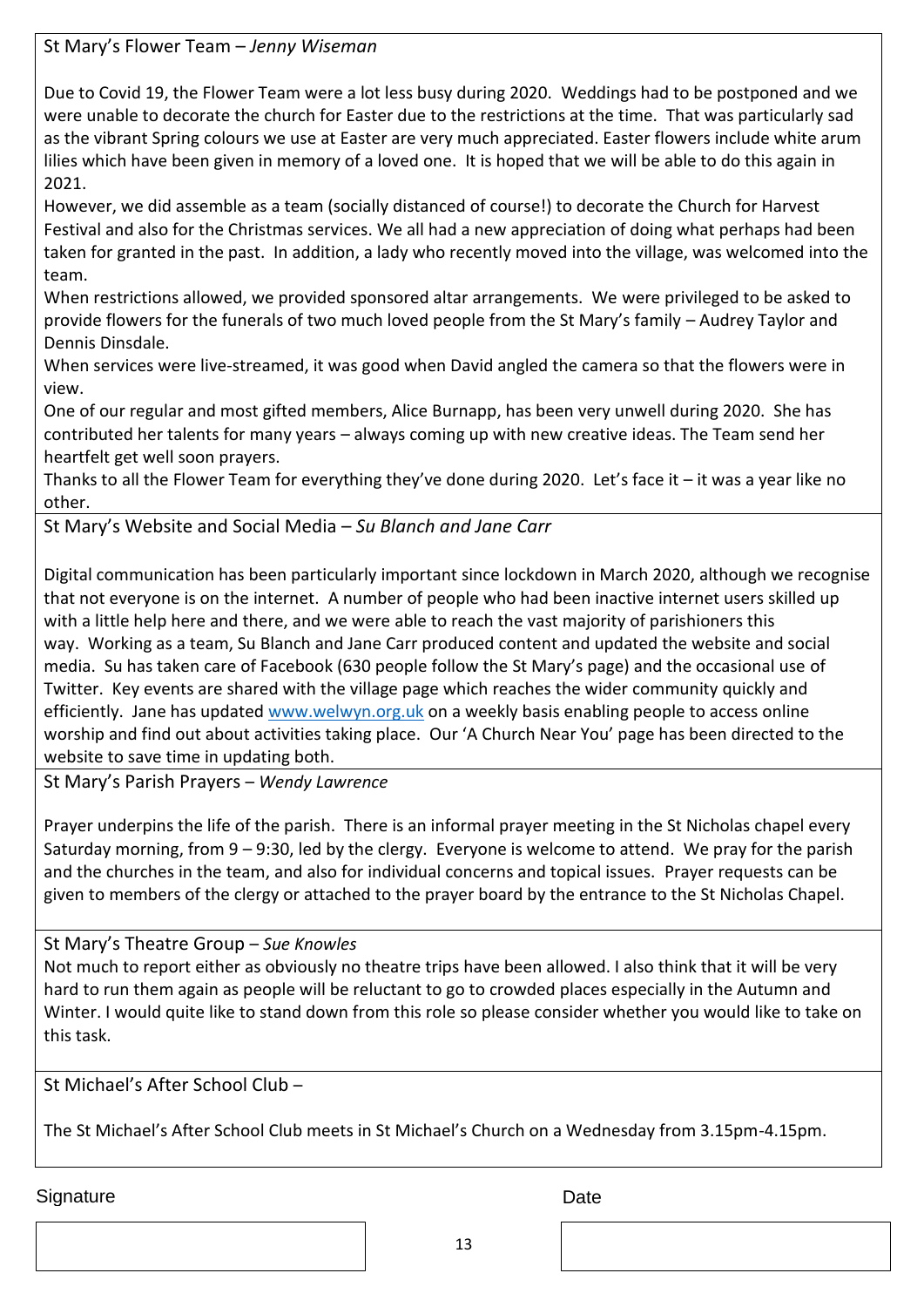### St Mary's Flower Team – *Jenny Wiseman*

Due to Covid 19, the Flower Team were a lot less busy during 2020. Weddings had to be postponed and we were unable to decorate the church for Easter due to the restrictions at the time. That was particularly sad as the vibrant Spring colours we use at Easter are very much appreciated. Easter flowers include white arum lilies which have been given in memory of a loved one. It is hoped that we will be able to do this again in 2021.

However, we did assemble as a team (socially distanced of course!) to decorate the Church for Harvest Festival and also for the Christmas services. We all had a new appreciation of doing what perhaps had been taken for granted in the past. In addition, a lady who recently moved into the village, was welcomed into the team.

When restrictions allowed, we provided sponsored altar arrangements. We were privileged to be asked to provide flowers for the funerals of two much loved people from the St Mary's family – Audrey Taylor and Dennis Dinsdale.

When services were live-streamed, it was good when David angled the camera so that the flowers were in view.

One of our regular and most gifted members, Alice Burnapp, has been very unwell during 2020. She has contributed her talents for many years – always coming up with new creative ideas. The Team send her heartfelt get well soon prayers.

Thanks to all the Flower Team for everything they've done during 2020. Let's face it – it was a year like no other.

### St Mary's Website and Social Media – *Su Blanch and Jane Carr*

Digital communication has been particularly important since lockdown in March 2020, although we recognise that not everyone is on the internet. A number of people who had been inactive internet users skilled up with a little help here and there, and we were able to reach the vast majority of parishioners this way. Working as a team, Su Blanch and Jane Carr produced content and updated the website and social media. Su has taken care of Facebook (630 people follow the St Mary's page) and the occasional use of Twitter. Key events are shared with the village page which reaches the wider community quickly and efficiently. Jane has updated [www.welwyn.org.uk](http://www.welwyn.org.uk) on a weekly basis enabling people to access online worship and find out about activities taking place. Our 'A Church Near You' page has been directed to the website to save time in updating both.

### St Mary's Parish Prayers – *Wendy Lawrence*

Prayer underpins the life of the parish. There is an informal prayer meeting in the St Nicholas chapel every Saturday morning, from 9 – 9:30, led by the clergy. Everyone is welcome to attend. We pray for the parish and the churches in the team, and also for individual concerns and topical issues. Prayer requests can be given to members of the clergy or attached to the prayer board by the entrance to the St Nicholas Chapel.

### St Mary's Theatre Group – *Sue Knowles*

Not much to report either as obviously no theatre trips have been allowed. I also think that it will be very hard to run them again as people will be reluctant to go to crowded places especially in the Autumn and Winter. I would quite like to stand down from this role so please consider whether you would like to take on this task.

### St Michael's After School Club –

The St Michael's After School Club meets in St Michael's Church on a Wednesday from 3.15pm-4.15pm.

| Signature | Date |
|---|---|
| | |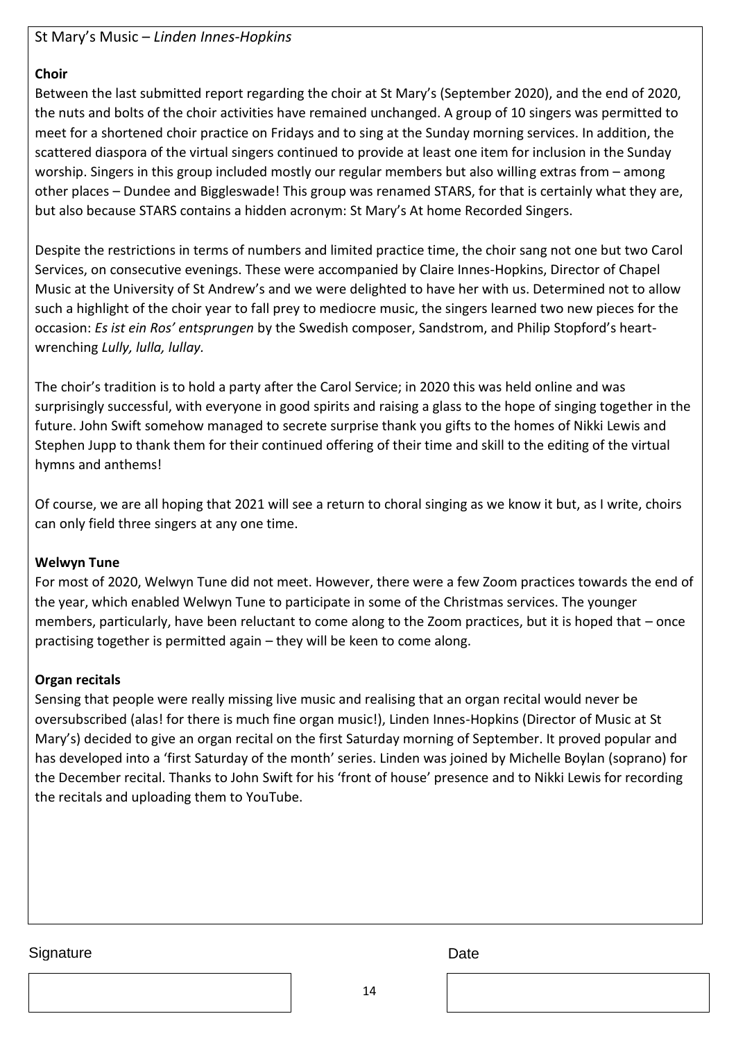St Mary's Music – *Linden Innes-Hopkins*

**Choir**

Between the last submitted report regarding the choir at St Mary's (September 2020), and the end of 2020, the nuts and bolts of the choir activities have remained unchanged. A group of 10 singers was permitted to meet for a shortened choir practice on Fridays and to sing at the Sunday morning services. In addition, the scattered diaspora of the virtual singers continued to provide at least one item for inclusion in the Sunday worship. Singers in this group included mostly our regular members but also willing extras from – among other places – Dundee and Biggleswade! This group was renamed STARS, for that is certainly what they are, but also because STARS contains a hidden acronym: St Mary's At home Recorded Singers.

Despite the restrictions in terms of numbers and limited practice time, the choir sang not one but two Carol Services, on consecutive evenings. These were accompanied by Claire Innes-Hopkins, Director of Chapel Music at the University of St Andrew's and we were delighted to have her with us. Determined not to allow such a highlight of the choir year to fall prey to mediocre music, the singers learned two new pieces for the occasion: *Es ist ein Ros' entsprungen* by the Swedish composer, Sandstrom, and Philip Stopford's heart-wrenching *Lully, lulla, lullay.*

The choir's tradition is to hold a party after the Carol Service; in 2020 this was held online and was surprisingly successful, with everyone in good spirits and raising a glass to the hope of singing together in the future. John Swift somehow managed to secrete surprise thank you gifts to the homes of Nikki Lewis and Stephen Jupp to thank them for their continued offering of their time and skill to the editing of the virtual hymns and anthems!

Of course, we are all hoping that 2021 will see a return to choral singing as we know it but, as I write, choirs can only field three singers at any one time.

**Welwyn Tune**

For most of 2020, Welwyn Tune did not meet. However, there were a few Zoom practices towards the end of the year, which enabled Welwyn Tune to participate in some of the Christmas services. The younger members, particularly, have been reluctant to come along to the Zoom practices, but it is hoped that – once practising together is permitted again – they will be keen to come along.

**Organ recitals**

Sensing that people were really missing live music and realising that an organ recital would never be oversubscribed (alas! for there is much fine organ music!), Linden Innes-Hopkins (Director of Music at St Mary's) decided to give an organ recital on the first Saturday morning of September. It proved popular and has developed into a 'first Saturday of the month' series. Linden was joined by Michelle Boylan (soprano) for the December recital. Thanks to John Swift for his 'front of house' presence and to Nikki Lewis for recording the recitals and uploading them to YouTube.

Signature

Date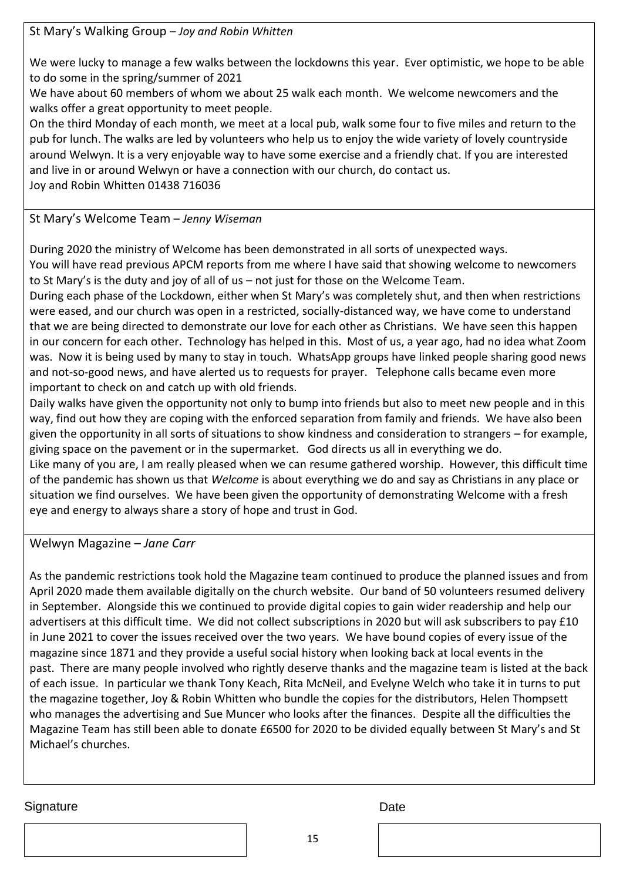## St Mary's Walking Group – *Joy and Robin Whitten*

We were lucky to manage a few walks between the lockdowns this year. Ever optimistic, we hope to be able to do some in the spring/summer of 2021

We have about 60 members of whom we about 25 walk each month. We welcome newcomers and the walks offer a great opportunity to meet people.

On the third Monday of each month, we meet at a local pub, walk some four to five miles and return to the pub for lunch. The walks are led by volunteers who help us to enjoy the wide variety of lovely countryside around Welwyn. It is a very enjoyable way to have some exercise and a friendly chat. If you are interested and live in or around Welwyn or have a connection with our church, do contact us.

Joy and Robin Whitten 01438 716036

## St Mary's Welcome Team – *Jenny Wiseman*

During 2020 the ministry of Welcome has been demonstrated in all sorts of unexpected ways.

You will have read previous APCM reports from me where I have said that showing welcome to newcomers to St Mary's is the duty and joy of all of us – not just for those on the Welcome Team.

During each phase of the Lockdown, either when St Mary's was completely shut, and then when restrictions were eased, and our church was open in a restricted, socially-distanced way, we have come to understand that we are being directed to demonstrate our love for each other as Christians. We have seen this happen in our concern for each other. Technology has helped in this. Most of us, a year ago, had no idea what Zoom was. Now it is being used by many to stay in touch. WhatsApp groups have linked people sharing good news and not-so-good news, and have alerted us to requests for prayer. Telephone calls became even more important to check on and catch up with old friends.

Daily walks have given the opportunity not only to bump into friends but also to meet new people and in this way, find out how they are coping with the enforced separation from family and friends. We have also been given the opportunity in all sorts of situations to show kindness and consideration to strangers – for example, giving space on the pavement or in the supermarket. God directs us all in everything we do.

Like many of you are, I am really pleased when we can resume gathered worship. However, this difficult time of the pandemic has shown us that *Welcome* is about everything we do and say as Christians in any place or situation we find ourselves. We have been given the opportunity of demonstrating Welcome with a fresh eye and energy to always share a story of hope and trust in God.

## Welwyn Magazine – *Jane Carr*

As the pandemic restrictions took hold the Magazine team continued to produce the planned issues and from April 2020 made them available digitally on the church website. Our band of 50 volunteers resumed delivery in September. Alongside this we continued to provide digital copies to gain wider readership and help our advertisers at this difficult time. We did not collect subscriptions in 2020 but will ask subscribers to pay £10 in June 2021 to cover the issues received over the two years. We have bound copies of every issue of the magazine since 1871 and they provide a useful social history when looking back at local events in the past. There are many people involved who rightly deserve thanks and the magazine team is listed at the back of each issue. In particular we thank Tony Keach, Rita McNeil, and Evelyne Welch who take it in turns to put the magazine together, Joy & Robin Whitten who bundle the copies for the distributors, Helen Thompsett who manages the advertising and Sue Muncer who looks after the finances. Despite all the difficulties the Magazine Team has still been able to donate £6500 for 2020 to be divided equally between St Mary's and St Michael's churches.

Signature

Date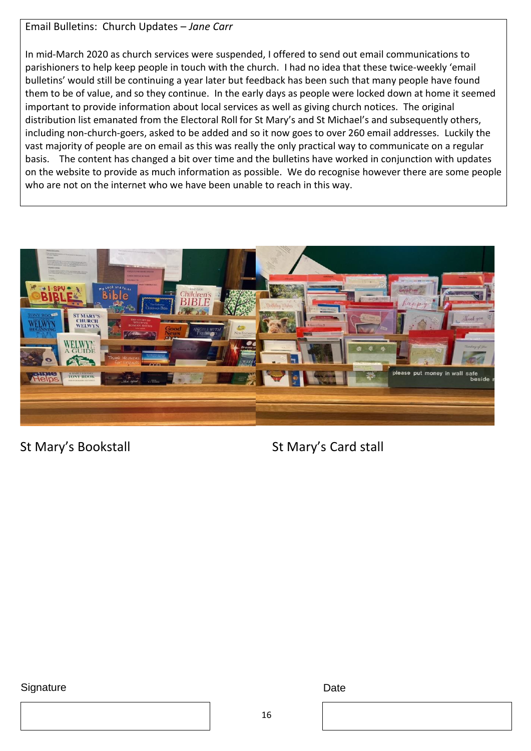Email Bulletins: Church Updates – *Jane Carr*

In mid-March 2020 as church services were suspended, I offered to send out email communications to parishioners to help keep people in touch with the church. I had no idea that these twice-weekly 'email bulletins' would still be continuing a year later but feedback has been such that many people have found them to be of value, and so they continue. In the early days as people were locked down at home it seemed important to provide information about local services as well as giving church notices. The original distribution list emanated from the Electoral Roll for St Mary's and St Michael's and subsequently others, including non-church-goers, asked to be added and so it now goes to over 260 email addresses. Luckily the vast majority of people are on email as this was really the only practical way to communicate on a regular basis. The content has changed a bit over time and the bulletins have worked in conjunction with updates on the website to provide as much information as possible. We do recognise however there are some people who are not on the internet who we have been unable to reach in this way.

St Mary's Bookstall

St Mary's Card stall

Signature

Date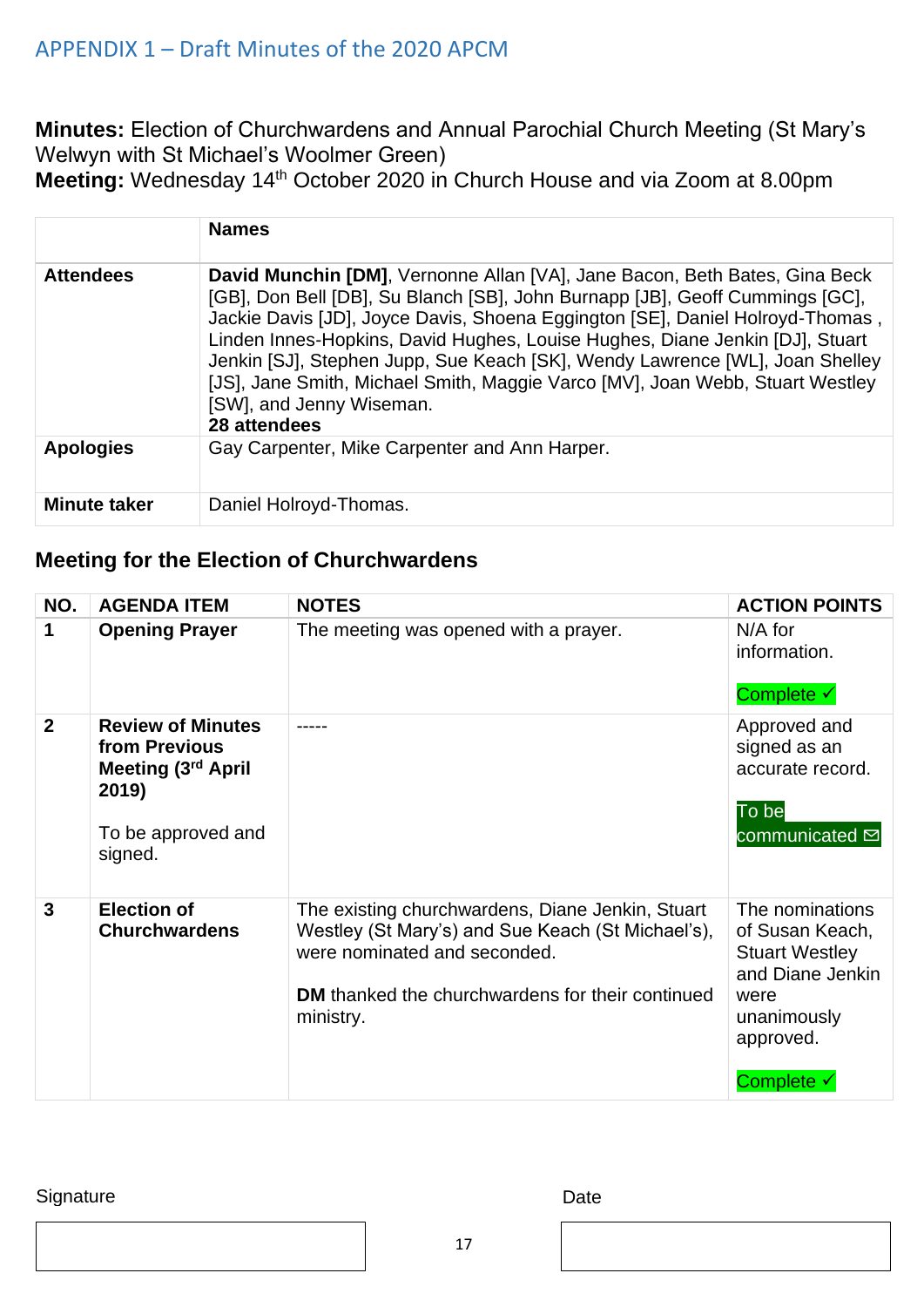APPENDIX 1 – Draft Minutes of the 2020 APCM

**Minutes:** Election of Churchwardens and Annual Parochial Church Meeting (St Mary's Welwyn with St Michael's Woolmer Green)
**Meeting:** Wednesday 14th October 2020 in Church House and via Zoom at 8.00pm

| | Names |
|---|---|
| **Attendees** | **David Munchin [DM]**, Vernonne Allan [VA], Jane Bacon, Beth Bates, Gina Beck [GB], Don Bell [DB], Su Blanch [SB], John Burnapp [JB], Geoff Cummings [GC], Jackie Davis [JD], Joyce Davis, Shoena Eggington [SE], Daniel Holroyd-Thomas , Linden Innes-Hopkins, David Hughes, Louise Hughes, Diane Jenkin [DJ], Stuart Jenkin [SJ], Stephen Jupp, Sue Keach [SK], Wendy Lawrence [WL], Joan Shelley [JS], Jane Smith, Michael Smith, Maggie Varco [MV], Joan Webb, Stuart Westley [SW], and Jenny Wiseman. **28 attendees** |
| **Apologies** | Gay Carpenter, Mike Carpenter and Ann Harper. |
| **Minute taker** | Daniel Holroyd-Thomas. |

## Meeting for the Election of Churchwardens

| NO. | AGENDA ITEM | NOTES | ACTION POINTS |
|---|---|---|---|
| **1** | **Opening Prayer** | The meeting was opened with a prayer. | N/A for information. Complete ✓ |
| **2** | **Review of Minutes from Previous Meeting (3rd April 2019)** To be approved and signed. | ----- | Approved and signed as an accurate record. To be communicated ✉ |
| **3** | **Election of Churchwardens** | The existing churchwardens, Diane Jenkin, Stuart Westley (St Mary's) and Sue Keach (St Michael's), were nominated and seconded. **DM** thanked the churchwardens for their continued ministry. | The nominations of Susan Keach, Stuart Westley and Diane Jenkin were unanimously approved. Complete ✓ |

Signature

Date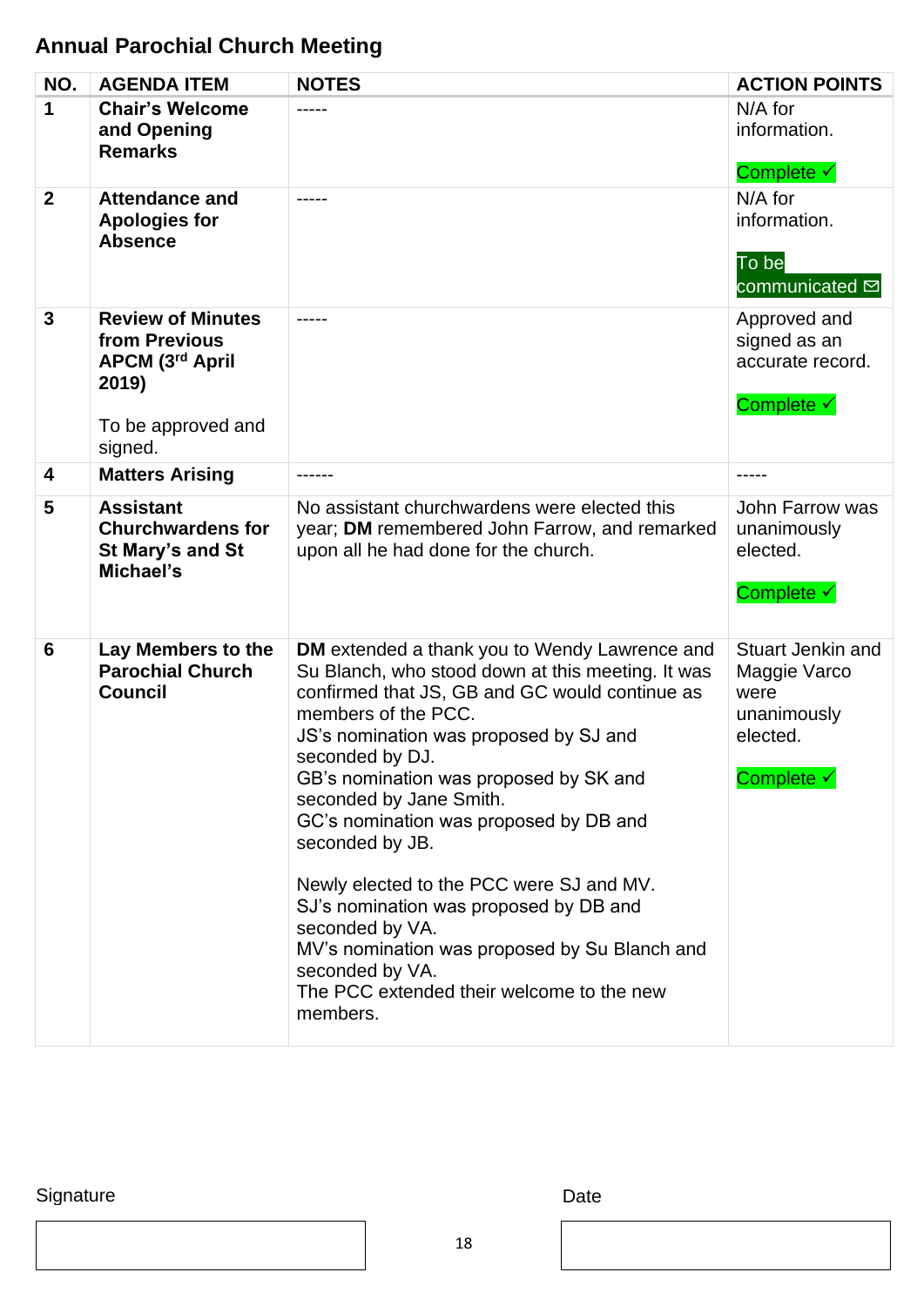## Annual Parochial Church Meeting

| NO. | AGENDA ITEM | NOTES | ACTION POINTS |
|---|---|---|---|
| 1 | **Chair's Welcome and Opening Remarks** | ----- | N/A for information.<br><br>Complete ✓ |
| 2 | **Attendance and Apologies for Absence** | ----- | N/A for information.<br><br>To be communicated ✉ |
| 3 | **Review of Minutes from Previous APCM (3rd April 2019)**<br><br>To be approved and signed. | ----- | Approved and signed as an accurate record.<br><br>Complete ✓ |
| 4 | **Matters Arising** | ------ | ----- |
| 5 | **Assistant Churchwardens for St Mary's and St Michael's** | No assistant churchwardens were elected this year; **DM** remembered John Farrow, and remarked upon all he had done for the church. | John Farrow was unanimously elected.<br><br>Complete ✓ |
| 6 | **Lay Members to the Parochial Church Council** | **DM** extended a thank you to Wendy Lawrence and Su Blanch, who stood down at this meeting. It was confirmed that JS, GB and GC would continue as members of the PCC.<br>JS's nomination was proposed by SJ and seconded by DJ.<br>GB's nomination was proposed by SK and seconded by Jane Smith.<br>GC's nomination was proposed by DB and seconded by JB.<br><br>Newly elected to the PCC were SJ and MV.<br>SJ's nomination was proposed by DB and seconded by VA.<br>MV's nomination was proposed by Su Blanch and seconded by VA.<br>The PCC extended their welcome to the new members. | Stuart Jenkin and Maggie Varco were unanimously elected.<br><br>Complete ✓ |

Signature

Date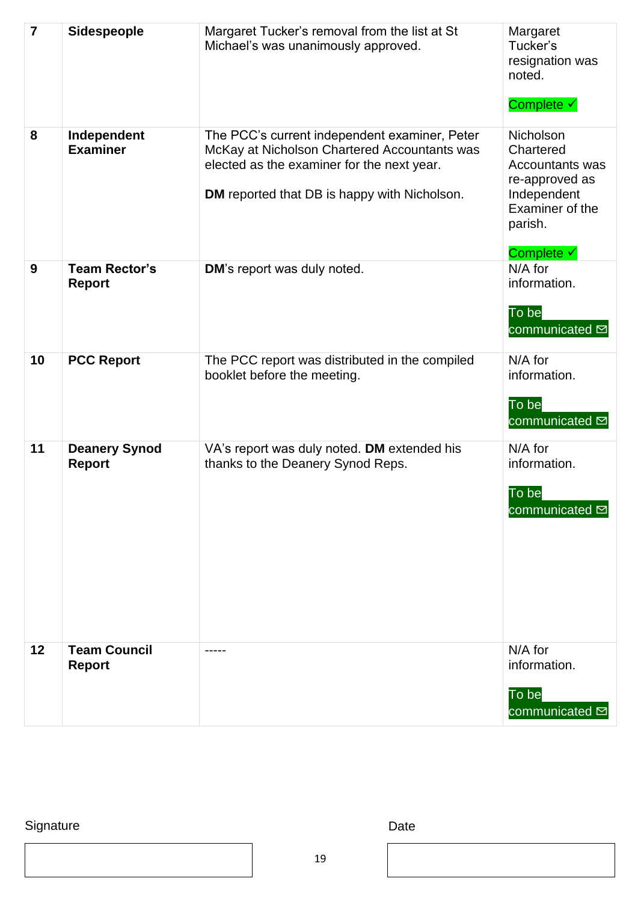| | | | |
|---|---|---|---|
| **7** | **Sidespeople** | Margaret Tucker's removal from the list at St Michael's was unanimously approved. | Margaret Tucker's resignation was noted.<br><br>Complete ✓ |
| **8** | **Independent Examiner** | The PCC's current independent examiner, Peter McKay at Nicholson Chartered Accountants was elected as the examiner for the next year.<br><br>**DM** reported that DB is happy with Nicholson. | Nicholson Chartered Accountants was re-approved as Independent Examiner of the parish.<br><br>Complete ✓ |
| **9** | **Team Rector's Report** | **DM**'s report was duly noted. | N/A for information.<br><br>To be communicated ✉ |
| **10** | **PCC Report** | The PCC report was distributed in the compiled booklet before the meeting. | N/A for information.<br><br>To be communicated ✉ |
| **11** | **Deanery Synod Report** | VA's report was duly noted. **DM** extended his thanks to the Deanery Synod Reps. | N/A for information.<br><br>To be communicated ✉ |
| **12** | **Team Council Report** | ----- | N/A for information.<br><br>To be communicated ✉ |

Signature

Date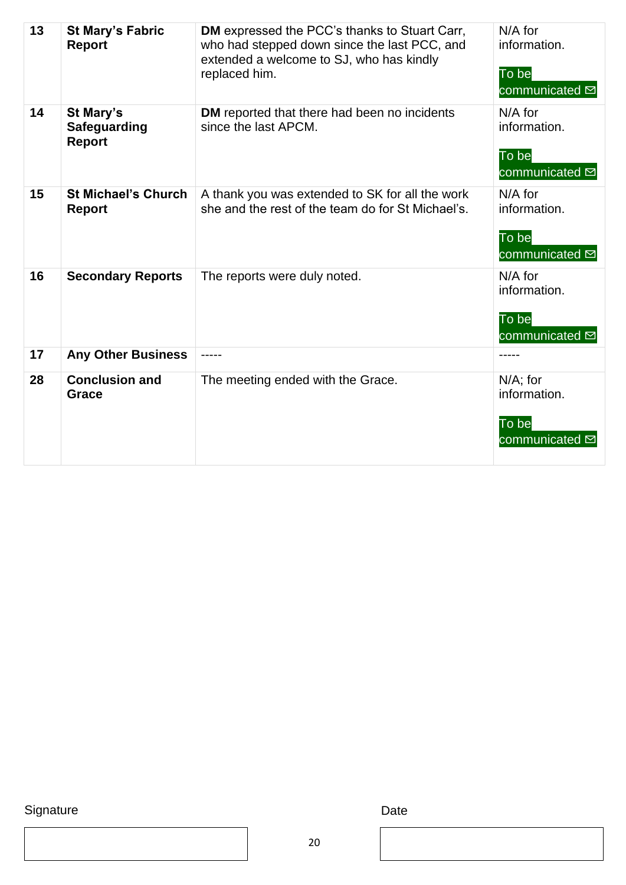| 13 | **St Mary's Fabric Report** | **DM** expressed the PCC's thanks to Stuart Carr, who had stepped down since the last PCC, and extended a welcome to SJ, who has kindly replaced him. | N/A for information. To be communicated ✉ |
|---|---|---|---|
| 14 | **St Mary's Safeguarding Report** | **DM** reported that there had been no incidents since the last APCM. | N/A for information. To be communicated ✉ |
| 15 | **St Michael's Church Report** | A thank you was extended to SK for all the work she and the rest of the team do for St Michael's. | N/A for information. To be communicated ✉ |
| 16 | **Secondary Reports** | The reports were duly noted. | N/A for information. To be communicated ✉ |
| 17 | **Any Other Business** | ----- | ----- |
| 28 | **Conclusion and Grace** | The meeting ended with the Grace. | N/A; for information. To be communicated ✉ |

Signature

Date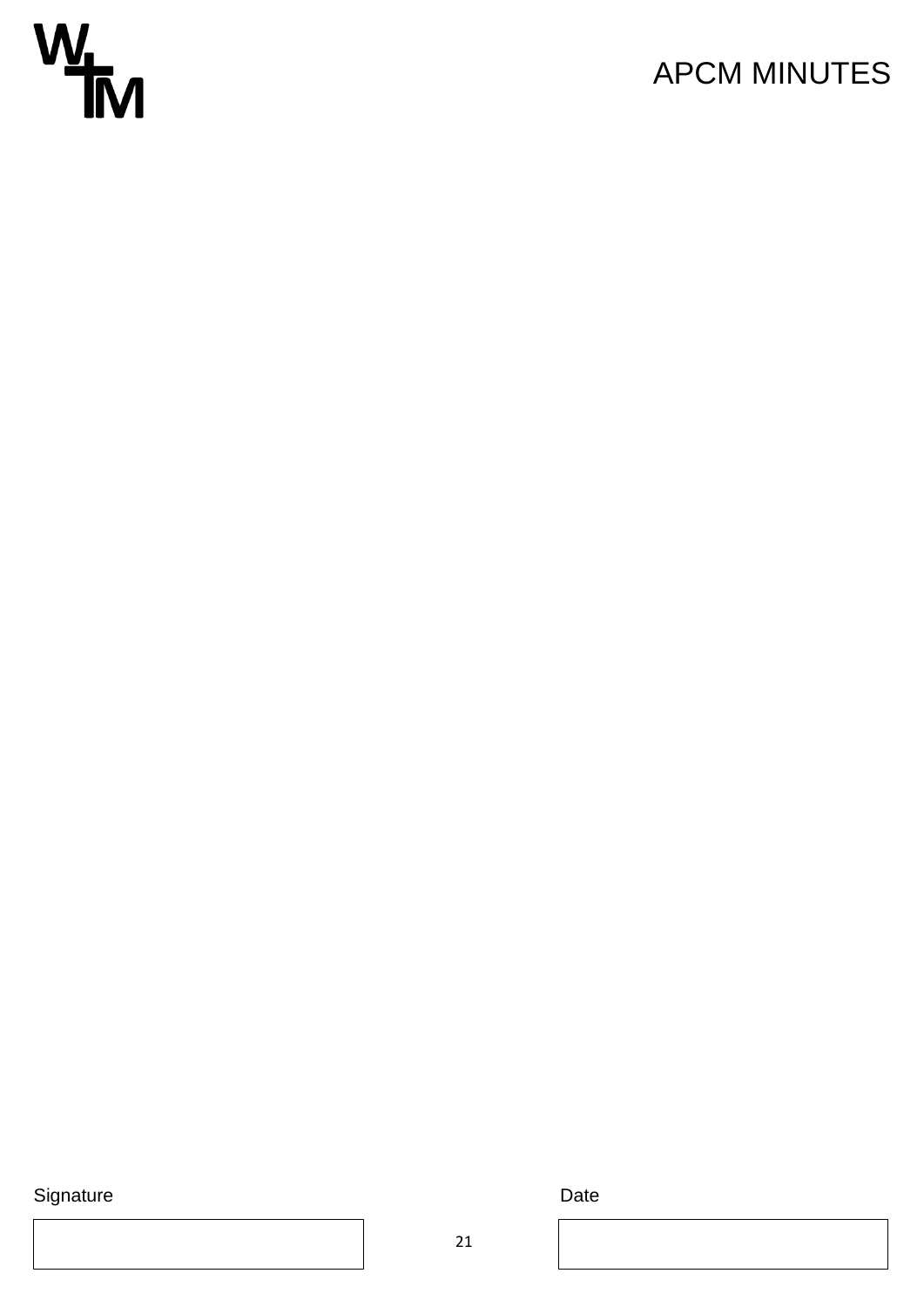APCM MINUTES

Signature

Date